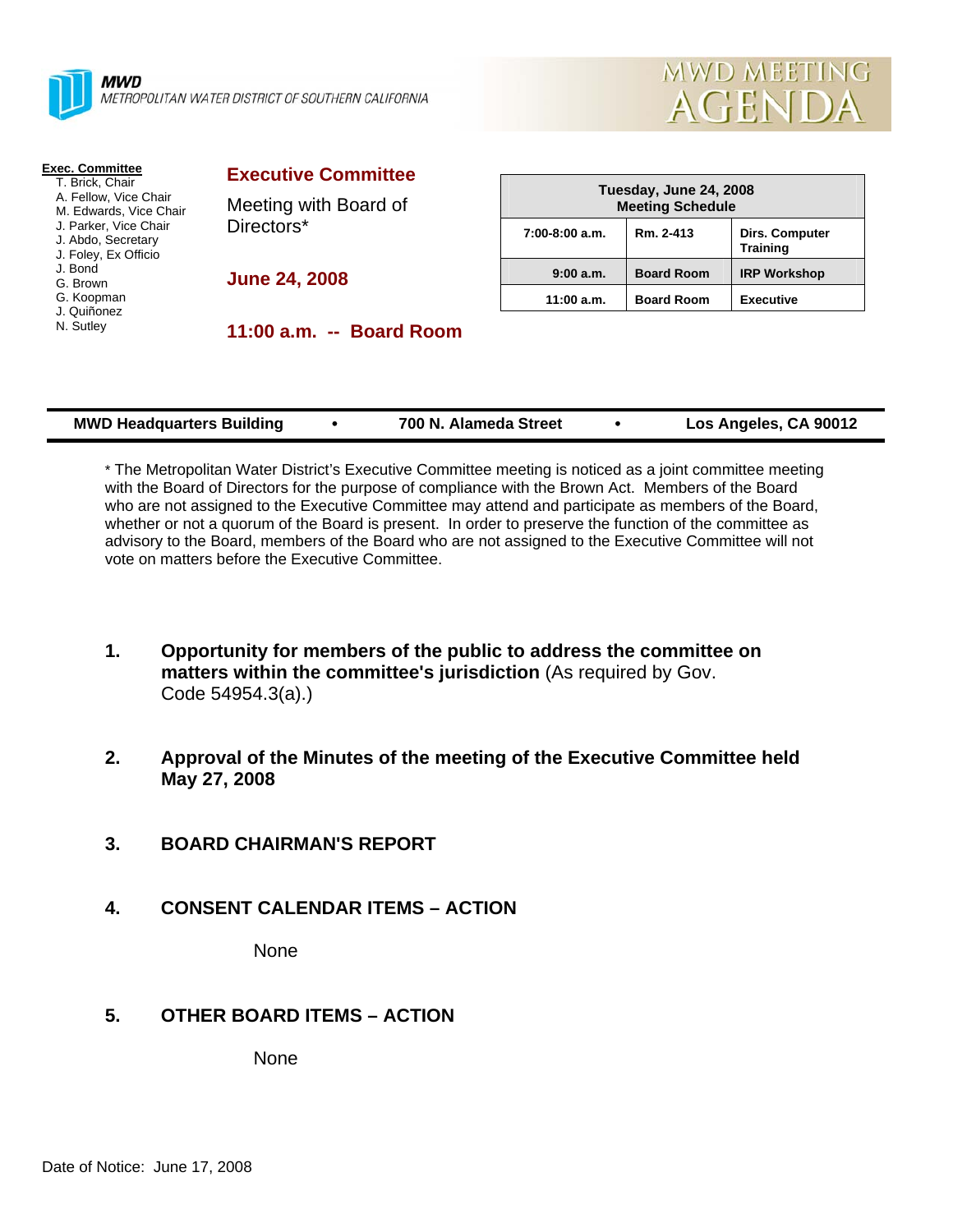**MWD**
METROPOLITAN WATER DISTRICT OF SOUTHERN CALIFORNIA

# MWD MEETING AGENDA

**Exec. Committee**
- T. Brick, Chair
- A. Fellow, Vice Chair
- M. Edwards, Vice Chair
- J. Parker, Vice Chair
- J. Abdo, Secretary
- J. Foley, Ex Officio
- J. Bond
- G. Brown
- G. Koopman
- J. Quiñonez
- N. Sutley

## Executive Committee

Meeting with Board of Directors*

**June 24, 2008**

**11:00 a.m. -- Board Room**

| Tuesday, June 24, 2008 Meeting Schedule | | |
|---|---|---|
| 7:00-8:00 a.m. | Rm. 2-413 | Dirs. Computer Training |
| 9:00 a.m. | Board Room | IRP Workshop |
| 11:00 a.m. | Board Room | Executive |

**MWD Headquarters Building • 700 N. Alameda Street • Los Angeles, CA 90012**

* The Metropolitan Water District's Executive Committee meeting is noticed as a joint committee meeting with the Board of Directors for the purpose of compliance with the Brown Act. Members of the Board who are not assigned to the Executive Committee may attend and participate as members of the Board, whether or not a quorum of the Board is present. In order to preserve the function of the committee as advisory to the Board, members of the Board who are not assigned to the Executive Committee will not vote on matters before the Executive Committee.

1. **Opportunity for members of the public to address the committee on matters within the committee's jurisdiction** (As required by Gov. Code 54954.3(a).)

2. **Approval of the Minutes of the meeting of the Executive Committee held May 27, 2008**

3. **BOARD CHAIRMAN'S REPORT**

4. **CONSENT CALENDAR ITEMS – ACTION**

   None

5. **OTHER BOARD ITEMS – ACTION**

   None

Date of Notice: June 17, 2008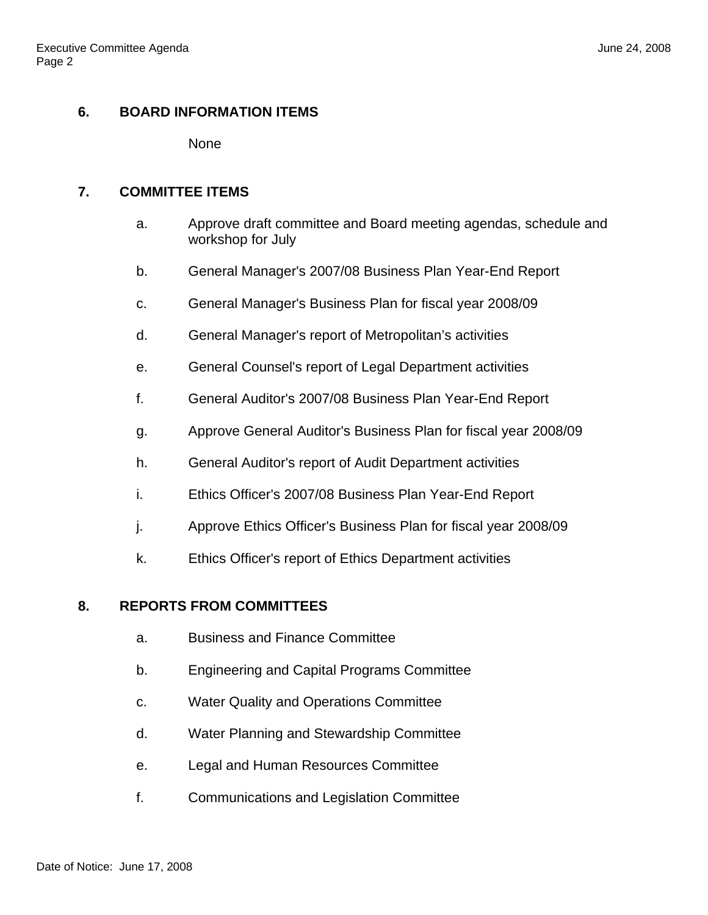## 6. BOARD INFORMATION ITEMS

None

## 7. COMMITTEE ITEMS

a. Approve draft committee and Board meeting agendas, schedule and workshop for July

b. General Manager's 2007/08 Business Plan Year-End Report

c. General Manager's Business Plan for fiscal year 2008/09

d. General Manager's report of Metropolitan's activities

e. General Counsel's report of Legal Department activities

f. General Auditor's 2007/08 Business Plan Year-End Report

g. Approve General Auditor's Business Plan for fiscal year 2008/09

h. General Auditor's report of Audit Department activities

i. Ethics Officer's 2007/08 Business Plan Year-End Report

j. Approve Ethics Officer's Business Plan for fiscal year 2008/09

k. Ethics Officer's report of Ethics Department activities

## 8. REPORTS FROM COMMITTEES

a. Business and Finance Committee

b. Engineering and Capital Programs Committee

c. Water Quality and Operations Committee

d. Water Planning and Stewardship Committee

e. Legal and Human Resources Committee

f. Communications and Legislation Committee

Date of Notice: June 17, 2008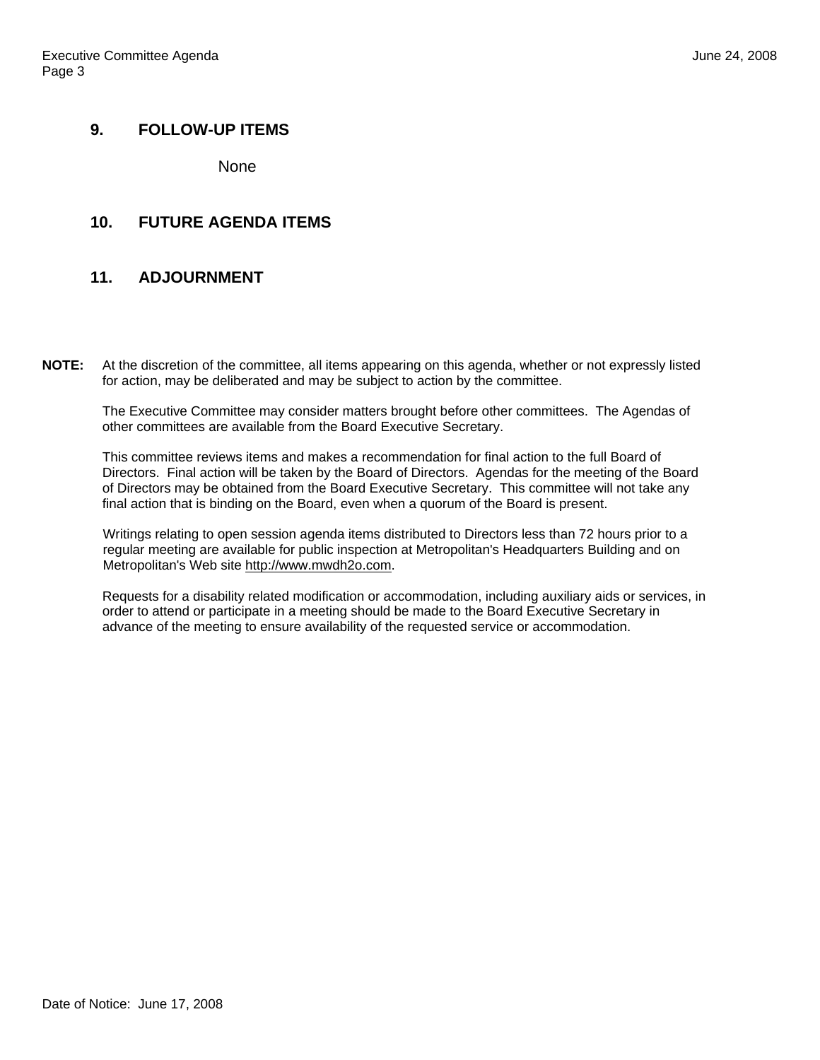## 9. FOLLOW-UP ITEMS

None

## 10. FUTURE AGENDA ITEMS

## 11. ADJOURNMENT

**NOTE:** At the discretion of the committee, all items appearing on this agenda, whether or not expressly listed for action, may be deliberated and may be subject to action by the committee.

The Executive Committee may consider matters brought before other committees. The Agendas of other committees are available from the Board Executive Secretary.

This committee reviews items and makes a recommendation for final action to the full Board of Directors. Final action will be taken by the Board of Directors. Agendas for the meeting of the Board of Directors may be obtained from the Board Executive Secretary. This committee will not take any final action that is binding on the Board, even when a quorum of the Board is present.

Writings relating to open session agenda items distributed to Directors less than 72 hours prior to a regular meeting are available for public inspection at Metropolitan's Headquarters Building and on Metropolitan's Web site http://www.mwdh2o.com.

Requests for a disability related modification or accommodation, including auxiliary aids or services, in order to attend or participate in a meeting should be made to the Board Executive Secretary in advance of the meeting to ensure availability of the requested service or accommodation.

Date of Notice: June 17, 2008